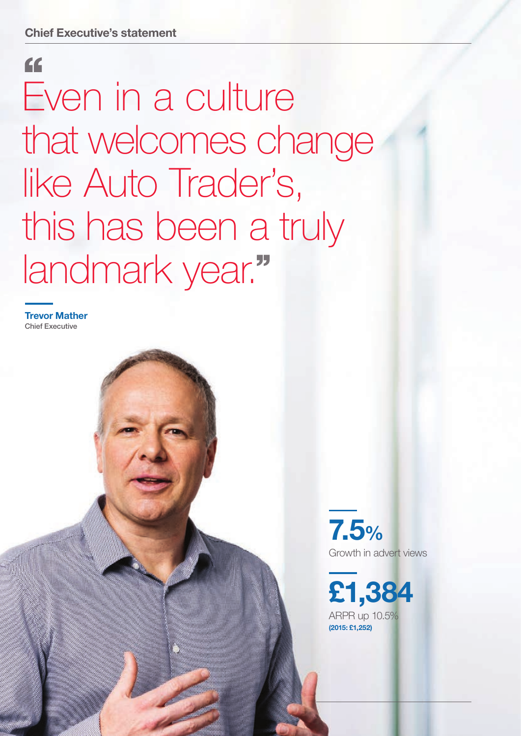## Chief Executive's statement

# "Even in a culture that welcomes change like Auto Trader's, this has been a truly landmark year."

**Trevor Mather**
Chief Executive

**7.5%**
Growth in advert views

**£1,384**
ARPR up 10.5%
**(2015: £1,252)**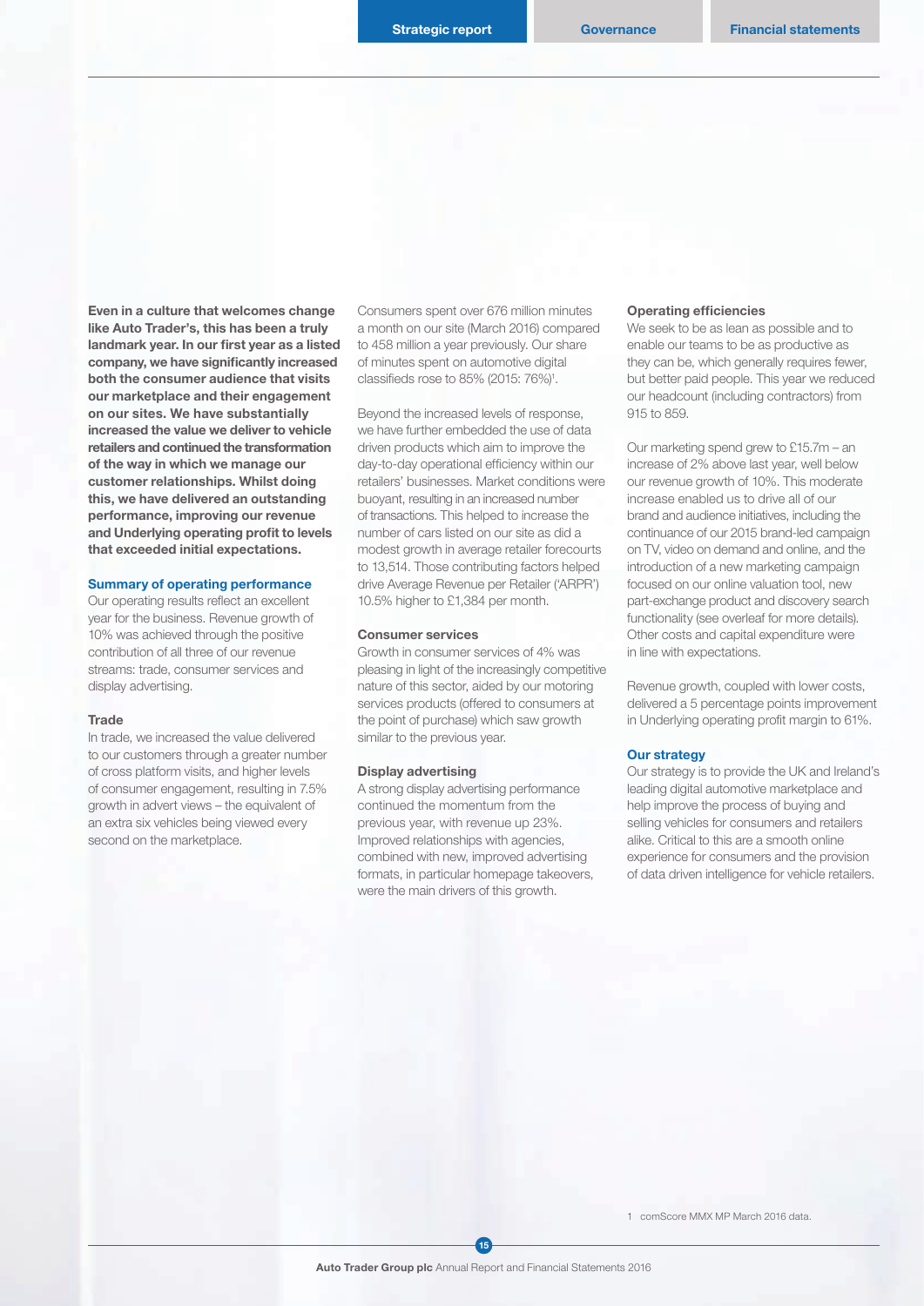**Even in a culture that welcomes change like Auto Trader's, this has been a truly landmark year. In our first year as a listed company, we have significantly increased both the consumer audience that visits our marketplace and their engagement on our sites. We have substantially increased the value we deliver to vehicle retailers and continued the transformation of the way in which we manage our customer relationships. Whilst doing this, we have delivered an outstanding performance, improving our revenue and Underlying operating profit to levels that exceeded initial expectations.**

### Summary of operating performance

Our operating results reflect an excellent year for the business. Revenue growth of 10% was achieved through the positive contribution of all three of our revenue streams: trade, consumer services and display advertising.

#### Trade

In trade, we increased the value delivered to our customers through a greater number of cross platform visits, and higher levels of consumer engagement, resulting in 7.5% growth in advert views – the equivalent of an extra six vehicles being viewed every second on the marketplace.

Consumers spent over 676 million minutes a month on our site (March 2016) compared to 458 million a year previously. Our share of minutes spent on automotive digital classifieds rose to 85% (2015: 76%)[1].

Beyond the increased levels of response, we have further embedded the use of data driven products which aim to improve the day-to-day operational efficiency within our retailers' businesses. Market conditions were buoyant, resulting in an increased number of transactions. This helped to increase the number of cars listed on our site as did a modest growth in average retailer forecourts to 13,514. Those contributing factors helped drive Average Revenue per Retailer ('ARPR') 10.5% higher to £1,384 per month.

#### Consumer services

Growth in consumer services of 4% was pleasing in light of the increasingly competitive nature of this sector, aided by our motoring services products (offered to consumers at the point of purchase) which saw growth similar to the previous year.

#### Display advertising

A strong display advertising performance continued the momentum from the previous year, with revenue up 23%. Improved relationships with agencies, combined with new, improved advertising formats, in particular homepage takeovers, were the main drivers of this growth.

#### Operating efficiencies

We seek to be as lean as possible and to enable our teams to be as productive as they can be, which generally requires fewer, but better paid people. This year we reduced our headcount (including contractors) from 915 to 859.

Our marketing spend grew to £15.7m – an increase of 2% above last year, well below our revenue growth of 10%. This moderate increase enabled us to drive all of our brand and audience initiatives, including the continuance of our 2015 brand-led campaign on TV, video on demand and online, and the introduction of a new marketing campaign focused on our online valuation tool, new part-exchange product and discovery search functionality (see overleaf for more details). Other costs and capital expenditure were in line with expectations.

Revenue growth, coupled with lower costs, delivered a 5 percentage points improvement in Underlying operating profit margin to 61%.

### Our strategy

Our strategy is to provide the UK and Ireland's leading digital automotive marketplace and help improve the process of buying and selling vehicles for consumers and retailers alike. Critical to this are a smooth online experience for consumers and the provision of data driven intelligence for vehicle retailers.

1 comScore MMX MP March 2016 data.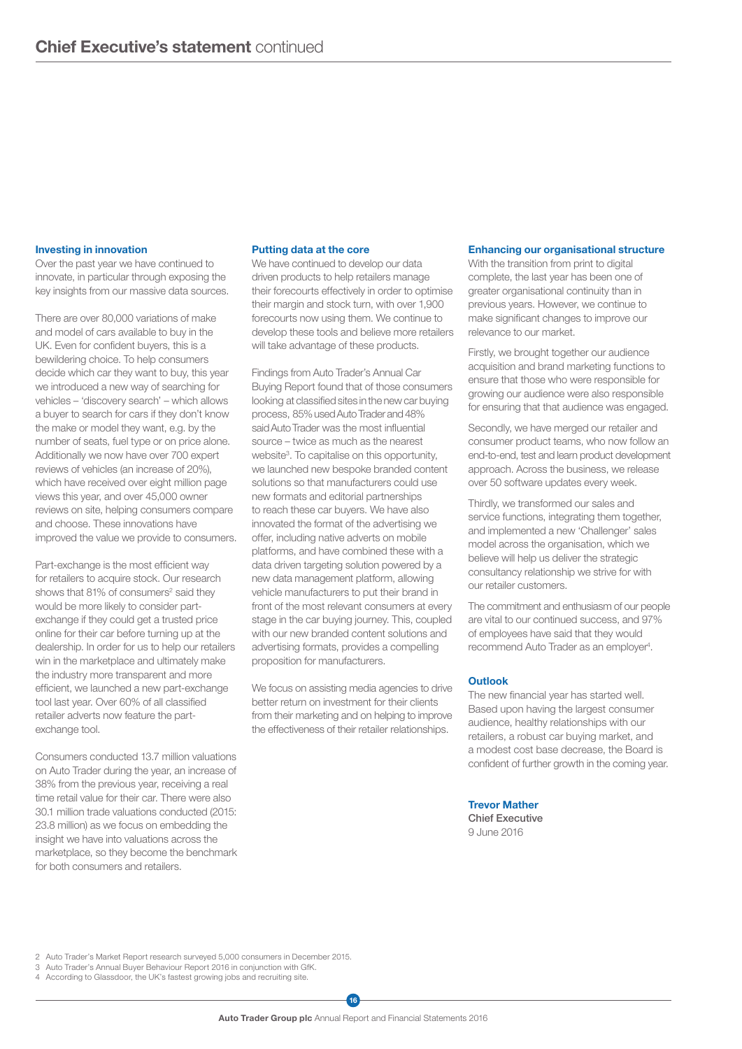## Chief Executive's statement continued

### Investing in innovation

Over the past year we have continued to innovate, in particular through exposing the key insights from our massive data sources.

There are over 80,000 variations of make and model of cars available to buy in the UK. Even for confident buyers, this is a bewildering choice. To help consumers decide which car they want to buy, this year we introduced a new way of searching for vehicles – 'discovery search' – which allows a buyer to search for cars if they don't know the make or model they want, e.g. by the number of seats, fuel type or on price alone. Additionally we now have over 700 expert reviews of vehicles (an increase of 20%), which have received over eight million page views this year, and over 45,000 owner reviews on site, helping consumers compare and choose. These innovations have improved the value we provide to consumers.

Part-exchange is the most efficient way for retailers to acquire stock. Our research shows that 81% of consumers[2] said they would be more likely to consider part-exchange if they could get a trusted price online for their car before turning up at the dealership. In order for us to help our retailers win in the marketplace and ultimately make the industry more transparent and more efficient, we launched a new part-exchange tool last year. Over 60% of all classified retailer adverts now feature the part-exchange tool.

Consumers conducted 13.7 million valuations on Auto Trader during the year, an increase of 38% from the previous year, receiving a real time retail value for their car. There were also 30.1 million trade valuations conducted (2015: 23.8 million) as we focus on embedding the insight we have into valuations across the marketplace, so they become the benchmark for both consumers and retailers.

### Putting data at the core

We have continued to develop our data driven products to help retailers manage their forecourts effectively in order to optimise their margin and stock turn, with over 1,900 forecourts now using them. We continue to develop these tools and believe more retailers will take advantage of these products.

Findings from Auto Trader's Annual Car Buying Report found that of those consumers looking at classified sites in the new car buying process, 85% used Auto Trader and 48% said Auto Trader was the most influential source – twice as much as the nearest website[3]. To capitalise on this opportunity, we launched new bespoke branded content solutions so that manufacturers could use new formats and editorial partnerships to reach these car buyers. We have also innovated the format of the advertising we offer, including native adverts on mobile platforms, and have combined these with a data driven targeting solution powered by a new data management platform, allowing vehicle manufacturers to put their brand in front of the most relevant consumers at every stage in the car buying journey. This, coupled with our new branded content solutions and advertising formats, provides a compelling proposition for manufacturers.

We focus on assisting media agencies to drive better return on investment for their clients from their marketing and on helping to improve the effectiveness of their retailer relationships.

### Enhancing our organisational structure

With the transition from print to digital complete, the last year has been one of greater organisational continuity than in previous years. However, we continue to make significant changes to improve our relevance to our market.

Firstly, we brought together our audience acquisition and brand marketing functions to ensure that those who were responsible for growing our audience were also responsible for ensuring that that audience was engaged.

Secondly, we have merged our retailer and consumer product teams, who now follow an end-to-end, test and learn product development approach. Across the business, we release over 50 software updates every week.

Thirdly, we transformed our sales and service functions, integrating them together, and implemented a new 'Challenger' sales model across the organisation, which we believe will help us deliver the strategic consultancy relationship we strive for with our retailer customers.

The commitment and enthusiasm of our people are vital to our continued success, and 97% of employees have said that they would recommend Auto Trader as an employer[4].

### Outlook

The new financial year has started well. Based upon having the largest consumer audience, healthy relationships with our retailers, a robust car buying market, and a modest cost base decrease, the Board is confident of further growth in the coming year.

**Trevor Mather**
Chief Executive
9 June 2016

2 Auto Trader's Market Report research surveyed 5,000 consumers in December 2015.
3 Auto Trader's Annual Buyer Behaviour Report 2016 in conjunction with GfK.
4 According to Glassdoor, the UK's fastest growing jobs and recruiting site.